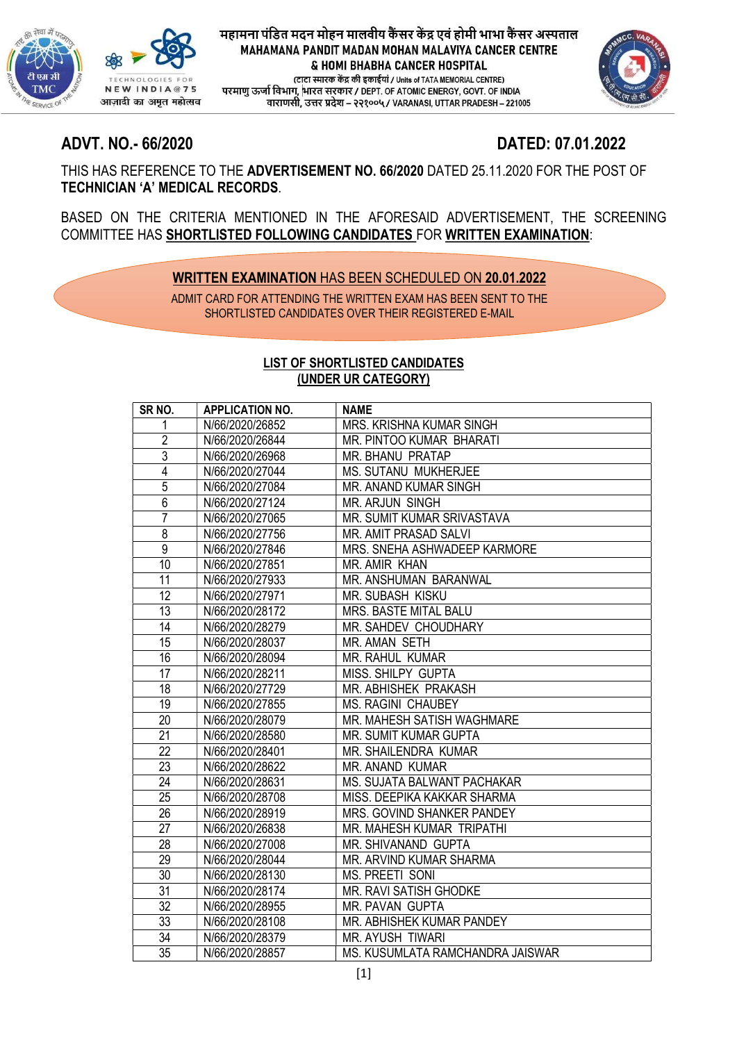महामना पंडित मदन मोहन मालवीय कैंसर केंद्र एवं होमी भाभा कैंसर अस्पताल
MAHAMANA PANDIT MADAN MOHAN MALAVIYA CANCER CENTRE
& HOMI BHABHA CANCER HOSPITAL
(टाटा स्मारक केंद्र की इकाईयां / Units of TATA MEMORIAL CENTRE)
परमाणु ऊर्जा विभाग, भारत सरकार / DEPT. OF ATOMIC ENERGY, GOVT. OF INDIA
वाराणसी, उत्तर प्रदेश – २२१००५ / VARANASI, UTTAR PRADESH – 221005

## ADVT. NO.- 66/2020 DATED: 07.01.2022

THIS HAS REFERENCE TO THE **ADVERTISEMENT NO. 66/2020** DATED 25.11.2020 FOR THE POST OF **TECHNICIAN 'A' MEDICAL RECORDS**.

BASED ON THE CRITERIA MENTIONED IN THE AFORESAID ADVERTISEMENT, THE SCREENING COMMITTEE HAS **SHORTLISTED FOLLOWING CANDIDATES** FOR **WRITTEN EXAMINATION**:

**WRITTEN EXAMINATION** HAS BEEN SCHEDULED ON **20.01.2022**

ADMIT CARD FOR ATTENDING THE WRITTEN EXAM HAS BEEN SENT TO THE SHORTLISTED CANDIDATES OVER THEIR REGISTERED E-MAIL

**LIST OF SHORTLISTED CANDIDATES**
**(UNDER UR CATEGORY)**

| SR NO. | APPLICATION NO. | NAME |
|---|---|---|
| 1 | N/66/2020/26852 | MRS. KRISHNA KUMAR SINGH |
| 2 | N/66/2020/26844 | MR. PINTOO KUMAR BHARATI |
| 3 | N/66/2020/26968 | MR. BHANU PRATAP |
| 4 | N/66/2020/27044 | MS. SUTANU MUKHERJEE |
| 5 | N/66/2020/27084 | MR. ANAND KUMAR SINGH |
| 6 | N/66/2020/27124 | MR. ARJUN SINGH |
| 7 | N/66/2020/27065 | MR. SUMIT KUMAR SRIVASTAVA |
| 8 | N/66/2020/27756 | MR. AMIT PRASAD SALVI |
| 9 | N/66/2020/27846 | MRS. SNEHA ASHWADEEP KARMORE |
| 10 | N/66/2020/27851 | MR. AMIR KHAN |
| 11 | N/66/2020/27933 | MR. ANSHUMAN BARANWAL |
| 12 | N/66/2020/27971 | MR. SUBASH KISKU |
| 13 | N/66/2020/28172 | MRS. BASTE MITAL BALU |
| 14 | N/66/2020/28279 | MR. SAHDEV CHOUDHARY |
| 15 | N/66/2020/28037 | MR. AMAN SETH |
| 16 | N/66/2020/28094 | MR. RAHUL KUMAR |
| 17 | N/66/2020/28211 | MISS. SHILPY GUPTA |
| 18 | N/66/2020/27729 | MR. ABHISHEK PRAKASH |
| 19 | N/66/2020/27855 | MS. RAGINI CHAUBEY |
| 20 | N/66/2020/28079 | MR. MAHESH SATISH WAGHMARE |
| 21 | N/66/2020/28580 | MR. SUMIT KUMAR GUPTA |
| 22 | N/66/2020/28401 | MR. SHAILENDRA KUMAR |
| 23 | N/66/2020/28622 | MR. ANAND KUMAR |
| 24 | N/66/2020/28631 | MS. SUJATA BALWANT PACHAKAR |
| 25 | N/66/2020/28708 | MISS. DEEPIKA KAKKAR SHARMA |
| 26 | N/66/2020/28919 | MRS. GOVIND SHANKER PANDEY |
| 27 | N/66/2020/26838 | MR. MAHESH KUMAR TRIPATHI |
| 28 | N/66/2020/27008 | MR. SHIVANAND GUPTA |
| 29 | N/66/2020/28044 | MR. ARVIND KUMAR SHARMA |
| 30 | N/66/2020/28130 | MS. PREETI SONI |
| 31 | N/66/2020/28174 | MR. RAVI SATISH GHODKE |
| 32 | N/66/2020/28955 | MR. PAVAN GUPTA |
| 33 | N/66/2020/28108 | MR. ABHISHEK KUMAR PANDEY |
| 34 | N/66/2020/28379 | MR. AYUSH TIWARI |
| 35 | N/66/2020/28857 | MS. KUSUMLATA RAMCHANDRA JAISWAR |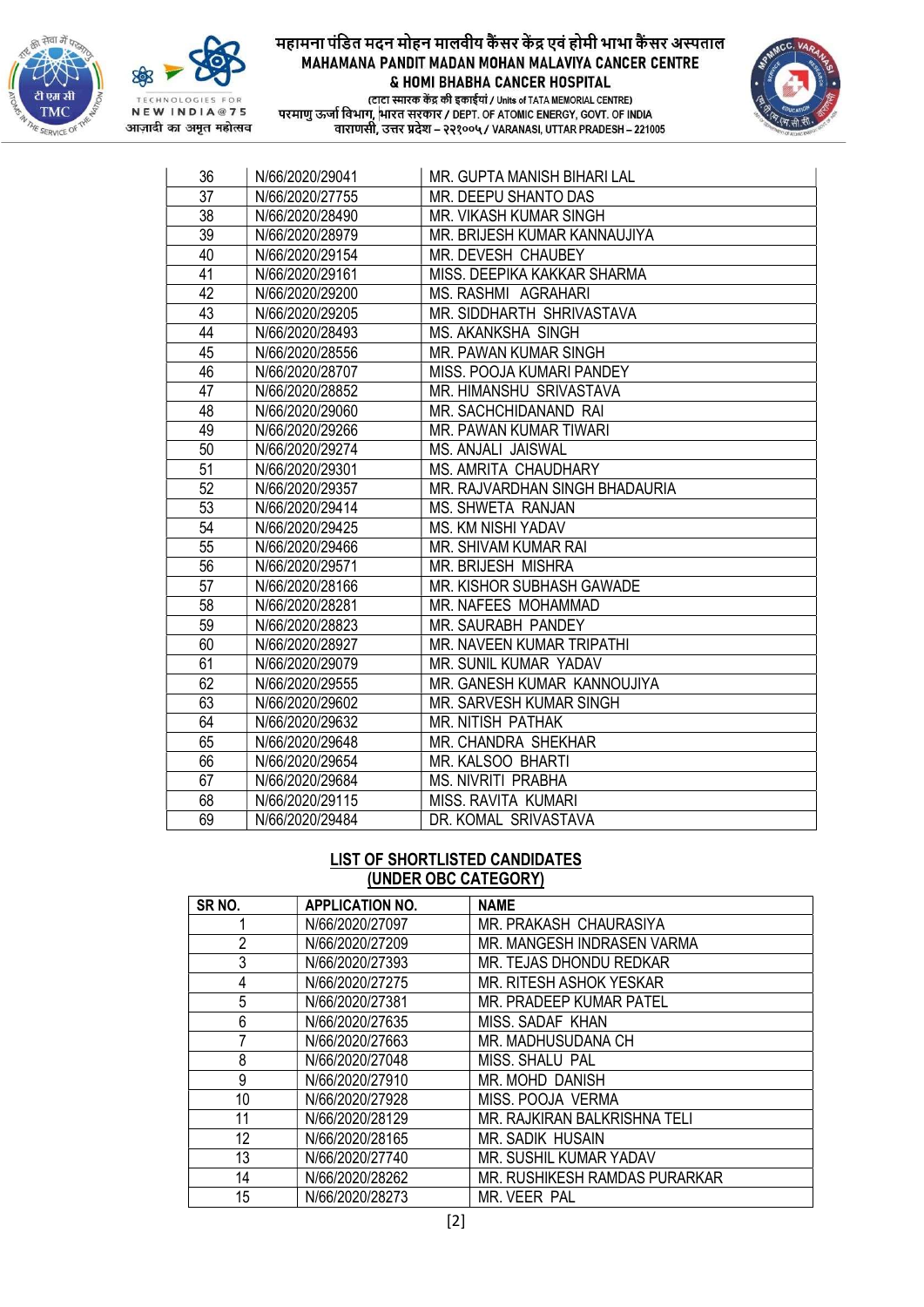| | | |
|---|---|---|
| 36 | N/66/2020/29041 | MR. GUPTA MANISH BIHARI LAL |
| 37 | N/66/2020/27755 | MR. DEEPU SHANTO DAS |
| 38 | N/66/2020/28490 | MR. VIKASH KUMAR SINGH |
| 39 | N/66/2020/28979 | MR. BRIJESH KUMAR KANNAUJIYA |
| 40 | N/66/2020/29154 | MR. DEVESH CHAUBEY |
| 41 | N/66/2020/29161 | MISS. DEEPIKA KAKKAR SHARMA |
| 42 | N/66/2020/29200 | MS. RASHMI AGRAHARI |
| 43 | N/66/2020/29205 | MR. SIDDHARTH SHRIVASTAVA |
| 44 | N/66/2020/28493 | MS. AKANKSHA SINGH |
| 45 | N/66/2020/28556 | MR. PAWAN KUMAR SINGH |
| 46 | N/66/2020/28707 | MISS. POOJA KUMARI PANDEY |
| 47 | N/66/2020/28852 | MR. HIMANSHU SRIVASTAVA |
| 48 | N/66/2020/29060 | MR. SACHCHIDANAND RAI |
| 49 | N/66/2020/29266 | MR. PAWAN KUMAR TIWARI |
| 50 | N/66/2020/29274 | MS. ANJALI JAISWAL |
| 51 | N/66/2020/29301 | MS. AMRITA CHAUDHARY |
| 52 | N/66/2020/29357 | MR. RAJVARDHAN SINGH BHADAURIA |
| 53 | N/66/2020/29414 | MS. SHWETA RANJAN |
| 54 | N/66/2020/29425 | MS. KM NISHI YADAV |
| 55 | N/66/2020/29466 | MR. SHIVAM KUMAR RAI |
| 56 | N/66/2020/29571 | MR. BRIJESH MISHRA |
| 57 | N/66/2020/28166 | MR. KISHOR SUBHASH GAWADE |
| 58 | N/66/2020/28281 | MR. NAFEES MOHAMMAD |
| 59 | N/66/2020/28823 | MR. SAURABH PANDEY |
| 60 | N/66/2020/28927 | MR. NAVEEN KUMAR TRIPATHI |
| 61 | N/66/2020/29079 | MR. SUNIL KUMAR YADAV |
| 62 | N/66/2020/29555 | MR. GANESH KUMAR KANNOUJIYA |
| 63 | N/66/2020/29602 | MR. SARVESH KUMAR SINGH |
| 64 | N/66/2020/29632 | MR. NITISH PATHAK |
| 65 | N/66/2020/29648 | MR. CHANDRA SHEKHAR |
| 66 | N/66/2020/29654 | MR. KALSOO BHARTI |
| 67 | N/66/2020/29684 | MS. NIVRITI PRABHA |
| 68 | N/66/2020/29115 | MISS. RAVITA KUMARI |
| 69 | N/66/2020/29484 | DR. KOMAL SRIVASTAVA |

**LIST OF SHORTLISTED CANDIDATES**
**(UNDER OBC CATEGORY)**

| SR NO. | APPLICATION NO. | NAME |
|---|---|---|
| 1 | N/66/2020/27097 | MR. PRAKASH CHAURASIYA |
| 2 | N/66/2020/27209 | MR. MANGESH INDRASEN VARMA |
| 3 | N/66/2020/27393 | MR. TEJAS DHONDU REDKAR |
| 4 | N/66/2020/27275 | MR. RITESH ASHOK YESKAR |
| 5 | N/66/2020/27381 | MR. PRADEEP KUMAR PATEL |
| 6 | N/66/2020/27635 | MISS. SADAF KHAN |
| 7 | N/66/2020/27663 | MR. MADHUSUDANA CH |
| 8 | N/66/2020/27048 | MISS. SHALU PAL |
| 9 | N/66/2020/27910 | MR. MOHD DANISH |
| 10 | N/66/2020/27928 | MISS. POOJA VERMA |
| 11 | N/66/2020/28129 | MR. RAJKIRAN BALKRISHNA TELI |
| 12 | N/66/2020/28165 | MR. SADIK HUSAIN |
| 13 | N/66/2020/27740 | MR. SUSHIL KUMAR YADAV |
| 14 | N/66/2020/28262 | MR. RUSHIKESH RAMDAS PURARKAR |
| 15 | N/66/2020/28273 | MR. VEER PAL |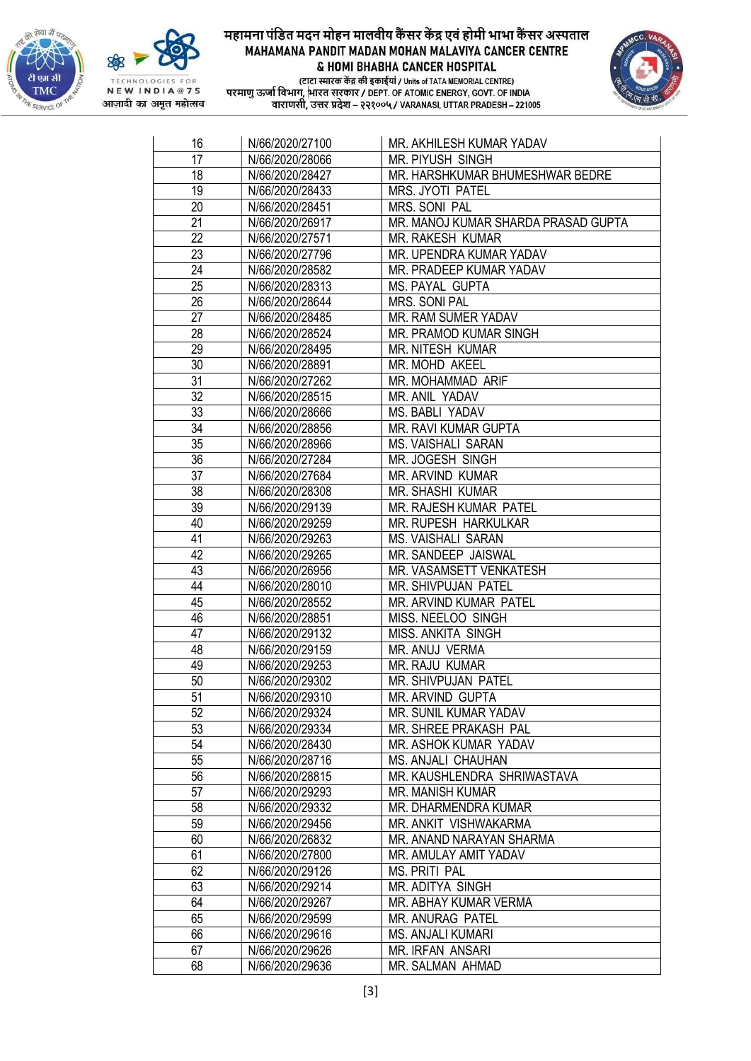| 16 | N/66/2020/27100 | MR. AKHILESH KUMAR YADAV |
|---|---|---|
| 17 | N/66/2020/28066 | MR. PIYUSH SINGH |
| 18 | N/66/2020/28427 | MR. HARSHKUMAR BHUMESHWAR BEDRE |
| 19 | N/66/2020/28433 | MRS. JYOTI PATEL |
| 20 | N/66/2020/28451 | MRS. SONI PAL |
| 21 | N/66/2020/26917 | MR. MANOJ KUMAR SHARDA PRASAD GUPTA |
| 22 | N/66/2020/27571 | MR. RAKESH KUMAR |
| 23 | N/66/2020/27796 | MR. UPENDRA KUMAR YADAV |
| 24 | N/66/2020/28582 | MR. PRADEEP KUMAR YADAV |
| 25 | N/66/2020/28313 | MS. PAYAL GUPTA |
| 26 | N/66/2020/28644 | MRS. SONI PAL |
| 27 | N/66/2020/28485 | MR. RAM SUMER YADAV |
| 28 | N/66/2020/28524 | MR. PRAMOD KUMAR SINGH |
| 29 | N/66/2020/28495 | MR. NITESH KUMAR |
| 30 | N/66/2020/28891 | MR. MOHD AKEEL |
| 31 | N/66/2020/27262 | MR. MOHAMMAD ARIF |
| 32 | N/66/2020/28515 | MR. ANIL YADAV |
| 33 | N/66/2020/28666 | MS. BABLI YADAV |
| 34 | N/66/2020/28856 | MR. RAVI KUMAR GUPTA |
| 35 | N/66/2020/28966 | MS. VAISHALI SARAN |
| 36 | N/66/2020/27284 | MR. JOGESH SINGH |
| 37 | N/66/2020/27684 | MR. ARVIND KUMAR |
| 38 | N/66/2020/28308 | MR. SHASHI KUMAR |
| 39 | N/66/2020/29139 | MR. RAJESH KUMAR PATEL |
| 40 | N/66/2020/29259 | MR. RUPESH HARKULKAR |
| 41 | N/66/2020/29263 | MS. VAISHALI SARAN |
| 42 | N/66/2020/29265 | MR. SANDEEP JAISWAL |
| 43 | N/66/2020/26956 | MR. VASAMSETT VENKATESH |
| 44 | N/66/2020/28010 | MR. SHIVPUJAN PATEL |
| 45 | N/66/2020/28552 | MR. ARVIND KUMAR PATEL |
| 46 | N/66/2020/28851 | MISS. NEELOO SINGH |
| 47 | N/66/2020/29132 | MISS. ANKITA SINGH |
| 48 | N/66/2020/29159 | MR. ANUJ VERMA |
| 49 | N/66/2020/29253 | MR. RAJU KUMAR |
| 50 | N/66/2020/29302 | MR. SHIVPUJAN PATEL |
| 51 | N/66/2020/29310 | MR. ARVIND GUPTA |
| 52 | N/66/2020/29324 | MR. SUNIL KUMAR YADAV |
| 53 | N/66/2020/29334 | MR. SHREE PRAKASH PAL |
| 54 | N/66/2020/28430 | MR. ASHOK KUMAR YADAV |
| 55 | N/66/2020/28716 | MS. ANJALI CHAUHAN |
| 56 | N/66/2020/28815 | MR. KAUSHLENDRA SHRIWASTAVA |
| 57 | N/66/2020/29293 | MR. MANISH KUMAR |
| 58 | N/66/2020/29332 | MR. DHARMENDRA KUMAR |
| 59 | N/66/2020/29456 | MR. ANKIT VISHWAKARMA |
| 60 | N/66/2020/26832 | MR. ANAND NARAYAN SHARMA |
| 61 | N/66/2020/27800 | MR. AMULAY AMIT YADAV |
| 62 | N/66/2020/29126 | MS. PRITI PAL |
| 63 | N/66/2020/29214 | MR. ADITYA SINGH |
| 64 | N/66/2020/29267 | MR. ABHAY KUMAR VERMA |
| 65 | N/66/2020/29599 | MR. ANURAG PATEL |
| 66 | N/66/2020/29616 | MS. ANJALI KUMARI |
| 67 | N/66/2020/29626 | MR. IRFAN ANSARI |
| 68 | N/66/2020/29636 | MR. SALMAN AHMAD |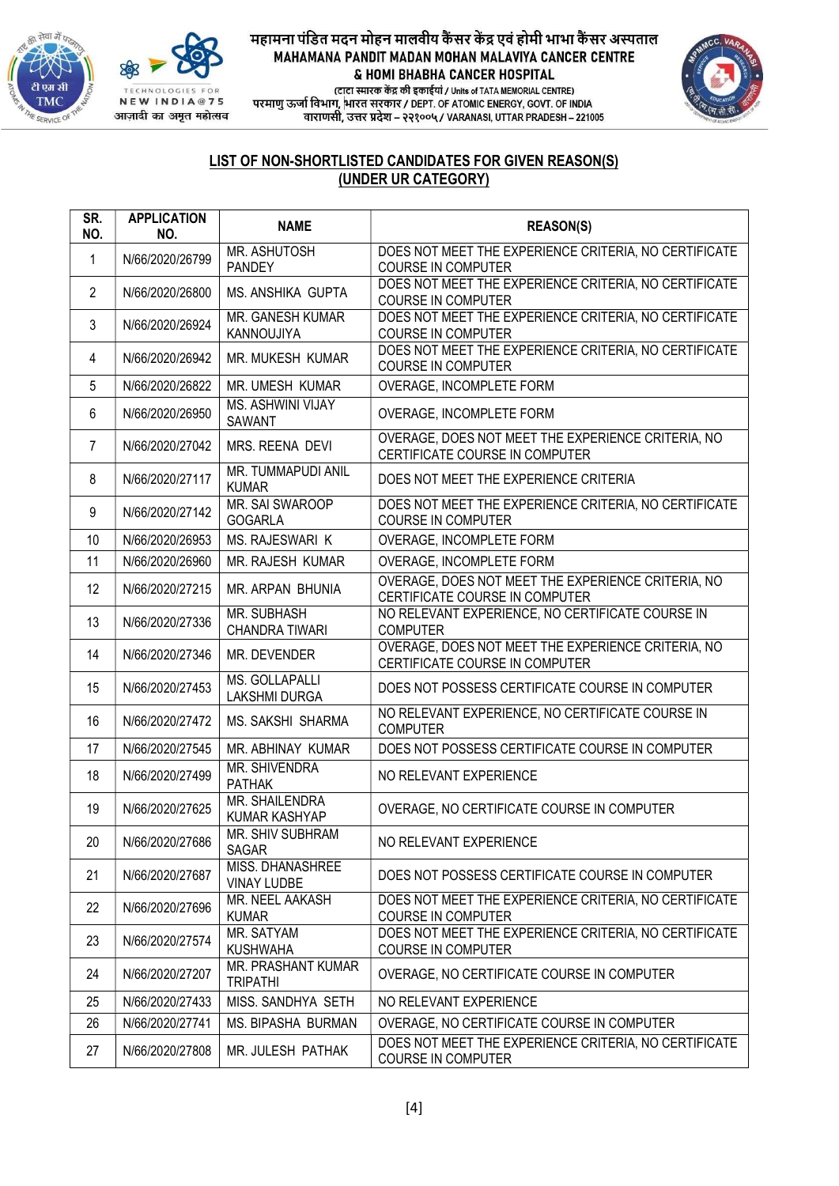महामना पंडित मदन मोहन मालवीय कैंसर केंद्र एवं होमी भाभा कैंसर अस्पताल
MAHAMANA PANDIT MADAN MOHAN MALAVIYA CANCER CENTRE
& HOMI BHABHA CANCER HOSPITAL
(टाटा स्मारक केंद्र की इकाईयां / Units of TATA MEMORIAL CENTRE)
परमाणु ऊर्जा विभाग, भारत सरकार / DEPT. OF ATOMIC ENERGY, GOVT. OF INDIA
वाराणसी, उत्तर प्रदेश – २२१००५ / VARANASI, UTTAR PRADESH – 221005

## LIST OF NON-SHORTLISTED CANDIDATES FOR GIVEN REASON(S)
## (UNDER UR CATEGORY)

| SR. NO. | APPLICATION NO. | NAME | REASON(S) |
|---|---|---|---|
| 1 | N/66/2020/26799 | MR. ASHUTOSH PANDEY | DOES NOT MEET THE EXPERIENCE CRITERIA, NO CERTIFICATE COURSE IN COMPUTER |
| 2 | N/66/2020/26800 | MS. ANSHIKA GUPTA | DOES NOT MEET THE EXPERIENCE CRITERIA, NO CERTIFICATE COURSE IN COMPUTER |
| 3 | N/66/2020/26924 | MR. GANESH KUMAR KANNOUJIYA | DOES NOT MEET THE EXPERIENCE CRITERIA, NO CERTIFICATE COURSE IN COMPUTER |
| 4 | N/66/2020/26942 | MR. MUKESH KUMAR | DOES NOT MEET THE EXPERIENCE CRITERIA, NO CERTIFICATE COURSE IN COMPUTER |
| 5 | N/66/2020/26822 | MR. UMESH KUMAR | OVERAGE, INCOMPLETE FORM |
| 6 | N/66/2020/26950 | MS. ASHWINI VIJAY SAWANT | OVERAGE, INCOMPLETE FORM |
| 7 | N/66/2020/27042 | MRS. REENA DEVI | OVERAGE, DOES NOT MEET THE EXPERIENCE CRITERIA, NO CERTIFICATE COURSE IN COMPUTER |
| 8 | N/66/2020/27117 | MR. TUMMAPUDI ANIL KUMAR | DOES NOT MEET THE EXPERIENCE CRITERIA |
| 9 | N/66/2020/27142 | MR. SAI SWAROOP GOGARLA | DOES NOT MEET THE EXPERIENCE CRITERIA, NO CERTIFICATE COURSE IN COMPUTER |
| 10 | N/66/2020/26953 | MS. RAJESWARI K | OVERAGE, INCOMPLETE FORM |
| 11 | N/66/2020/26960 | MR. RAJESH KUMAR | OVERAGE, INCOMPLETE FORM |
| 12 | N/66/2020/27215 | MR. ARPAN BHUNIA | OVERAGE, DOES NOT MEET THE EXPERIENCE CRITERIA, NO CERTIFICATE COURSE IN COMPUTER |
| 13 | N/66/2020/27336 | MR. SUBHASH CHANDRA TIWARI | NO RELEVANT EXPERIENCE, NO CERTIFICATE COURSE IN COMPUTER |
| 14 | N/66/2020/27346 | MR. DEVENDER | OVERAGE, DOES NOT MEET THE EXPERIENCE CRITERIA, NO CERTIFICATE COURSE IN COMPUTER |
| 15 | N/66/2020/27453 | MS. GOLLAPALLI LAKSHMI DURGA | DOES NOT POSSESS CERTIFICATE COURSE IN COMPUTER |
| 16 | N/66/2020/27472 | MS. SAKSHI SHARMA | NO RELEVANT EXPERIENCE, NO CERTIFICATE COURSE IN COMPUTER |
| 17 | N/66/2020/27545 | MR. ABHINAY KUMAR | DOES NOT POSSESS CERTIFICATE COURSE IN COMPUTER |
| 18 | N/66/2020/27499 | MR. SHIVENDRA PATHAK | NO RELEVANT EXPERIENCE |
| 19 | N/66/2020/27625 | MR. SHAILENDRA KUMAR KASHYAP | OVERAGE, NO CERTIFICATE COURSE IN COMPUTER |
| 20 | N/66/2020/27686 | MR. SHIV SUBHRAM SAGAR | NO RELEVANT EXPERIENCE |
| 21 | N/66/2020/27687 | MISS. DHANASHREE VINAY LUDBE | DOES NOT POSSESS CERTIFICATE COURSE IN COMPUTER |
| 22 | N/66/2020/27696 | MR. NEEL AAKASH KUMAR | DOES NOT MEET THE EXPERIENCE CRITERIA, NO CERTIFICATE COURSE IN COMPUTER |
| 23 | N/66/2020/27574 | MR. SATYAM KUSHWAHA | DOES NOT MEET THE EXPERIENCE CRITERIA, NO CERTIFICATE COURSE IN COMPUTER |
| 24 | N/66/2020/27207 | MR. PRASHANT KUMAR TRIPATHI | OVERAGE, NO CERTIFICATE COURSE IN COMPUTER |
| 25 | N/66/2020/27433 | MISS. SANDHYA SETH | NO RELEVANT EXPERIENCE |
| 26 | N/66/2020/27741 | MS. BIPASHA BURMAN | OVERAGE, NO CERTIFICATE COURSE IN COMPUTER |
| 27 | N/66/2020/27808 | MR. JULESH PATHAK | DOES NOT MEET THE EXPERIENCE CRITERIA, NO CERTIFICATE COURSE IN COMPUTER |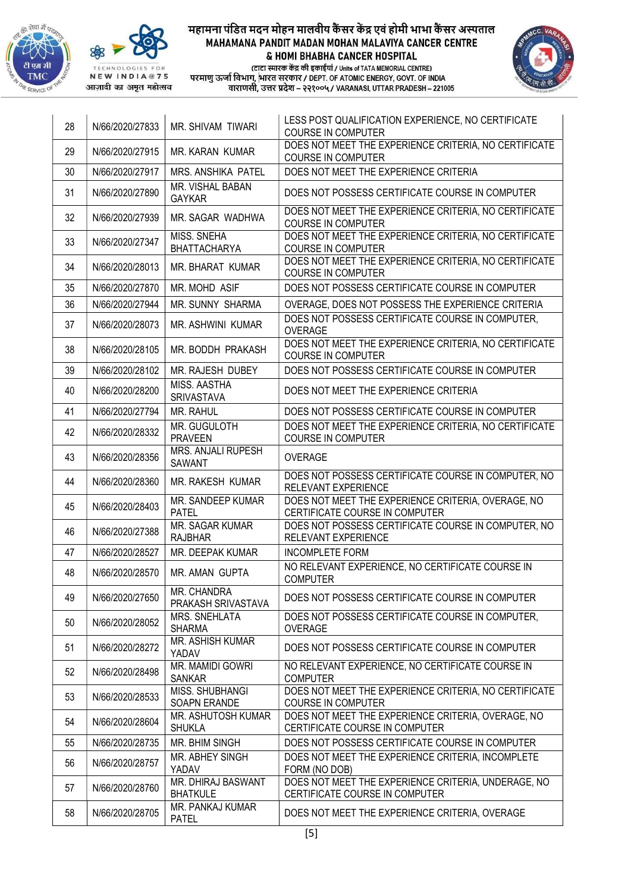| 28 | N/66/2020/27833 | MR. SHIVAM TIWARI | LESS POST QUALIFICATION EXPERIENCE, NO CERTIFICATE COURSE IN COMPUTER |
|---|---|---|---|
| 29 | N/66/2020/27915 | MR. KARAN KUMAR | DOES NOT MEET THE EXPERIENCE CRITERIA, NO CERTIFICATE COURSE IN COMPUTER |
| 30 | N/66/2020/27917 | MRS. ANSHIKA PATEL | DOES NOT MEET THE EXPERIENCE CRITERIA |
| 31 | N/66/2020/27890 | MR. VISHAL BABAN GAYKAR | DOES NOT POSSESS CERTIFICATE COURSE IN COMPUTER |
| 32 | N/66/2020/27939 | MR. SAGAR WADHWA | DOES NOT MEET THE EXPERIENCE CRITERIA, NO CERTIFICATE COURSE IN COMPUTER |
| 33 | N/66/2020/27347 | MISS. SNEHA BHATTACHARYA | DOES NOT MEET THE EXPERIENCE CRITERIA, NO CERTIFICATE COURSE IN COMPUTER |
| 34 | N/66/2020/28013 | MR. BHARAT KUMAR | DOES NOT MEET THE EXPERIENCE CRITERIA, NO CERTIFICATE COURSE IN COMPUTER |
| 35 | N/66/2020/27870 | MR. MOHD ASIF | DOES NOT POSSESS CERTIFICATE COURSE IN COMPUTER |
| 36 | N/66/2020/27944 | MR. SUNNY SHARMA | OVERAGE, DOES NOT POSSESS THE EXPERIENCE CRITERIA |
| 37 | N/66/2020/28073 | MR. ASHWINI KUMAR | DOES NOT POSSESS CERTIFICATE COURSE IN COMPUTER, OVERAGE |
| 38 | N/66/2020/28105 | MR. BODDH PRAKASH | DOES NOT MEET THE EXPERIENCE CRITERIA, NO CERTIFICATE COURSE IN COMPUTER |
| 39 | N/66/2020/28102 | MR. RAJESH DUBEY | DOES NOT POSSESS CERTIFICATE COURSE IN COMPUTER |
| 40 | N/66/2020/28200 | MISS. AASTHA SRIVASTAVA | DOES NOT MEET THE EXPERIENCE CRITERIA |
| 41 | N/66/2020/27794 | MR. RAHUL | DOES NOT POSSESS CERTIFICATE COURSE IN COMPUTER |
| 42 | N/66/2020/28332 | MR. GUGULOTH PRAVEEN | DOES NOT MEET THE EXPERIENCE CRITERIA, NO CERTIFICATE COURSE IN COMPUTER |
| 43 | N/66/2020/28356 | MRS. ANJALI RUPESH SAWANT | OVERAGE |
| 44 | N/66/2020/28360 | MR. RAKESH KUMAR | DOES NOT POSSESS CERTIFICATE COURSE IN COMPUTER, NO RELEVANT EXPERIENCE |
| 45 | N/66/2020/28403 | MR. SANDEEP KUMAR PATEL | DOES NOT MEET THE EXPERIENCE CRITERIA, OVERAGE, NO CERTIFICATE COURSE IN COMPUTER |
| 46 | N/66/2020/27388 | MR. SAGAR KUMAR RAJBHAR | DOES NOT POSSESS CERTIFICATE COURSE IN COMPUTER, NO RELEVANT EXPERIENCE |
| 47 | N/66/2020/28527 | MR. DEEPAK KUMAR | INCOMPLETE FORM |
| 48 | N/66/2020/28570 | MR. AMAN GUPTA | NO RELEVANT EXPERIENCE, NO CERTIFICATE COURSE IN COMPUTER |
| 49 | N/66/2020/27650 | MR. CHANDRA PRAKASH SRIVASTAVA | DOES NOT POSSESS CERTIFICATE COURSE IN COMPUTER |
| 50 | N/66/2020/28052 | MRS. SNEHLATA SHARMA | DOES NOT POSSESS CERTIFICATE COURSE IN COMPUTER, OVERAGE |
| 51 | N/66/2020/28272 | MR. ASHISH KUMAR YADAV | DOES NOT POSSESS CERTIFICATE COURSE IN COMPUTER |
| 52 | N/66/2020/28498 | MR. MAMIDI GOWRI SANKAR | NO RELEVANT EXPERIENCE, NO CERTIFICATE COURSE IN COMPUTER |
| 53 | N/66/2020/28533 | MISS. SHUBHANGI SOAPN ERANDE | DOES NOT MEET THE EXPERIENCE CRITERIA, NO CERTIFICATE COURSE IN COMPUTER |
| 54 | N/66/2020/28604 | MR. ASHUTOSH KUMAR SHUKLA | DOES NOT MEET THE EXPERIENCE CRITERIA, OVERAGE, NO CERTIFICATE COURSE IN COMPUTER |
| 55 | N/66/2020/28735 | MR. BHIM SINGH | DOES NOT POSSESS CERTIFICATE COURSE IN COMPUTER |
| 56 | N/66/2020/28757 | MR. ABHEY SINGH YADAV | DOES NOT MEET THE EXPERIENCE CRITERIA, INCOMPLETE FORM (NO DOB) |
| 57 | N/66/2020/28760 | MR. DHIRAJ BASWANT BHATKULE | DOES NOT MEET THE EXPERIENCE CRITERIA, UNDERAGE, NO CERTIFICATE COURSE IN COMPUTER |
| 58 | N/66/2020/28705 | MR. PANKAJ KUMAR PATEL | DOES NOT MEET THE EXPERIENCE CRITERIA, OVERAGE |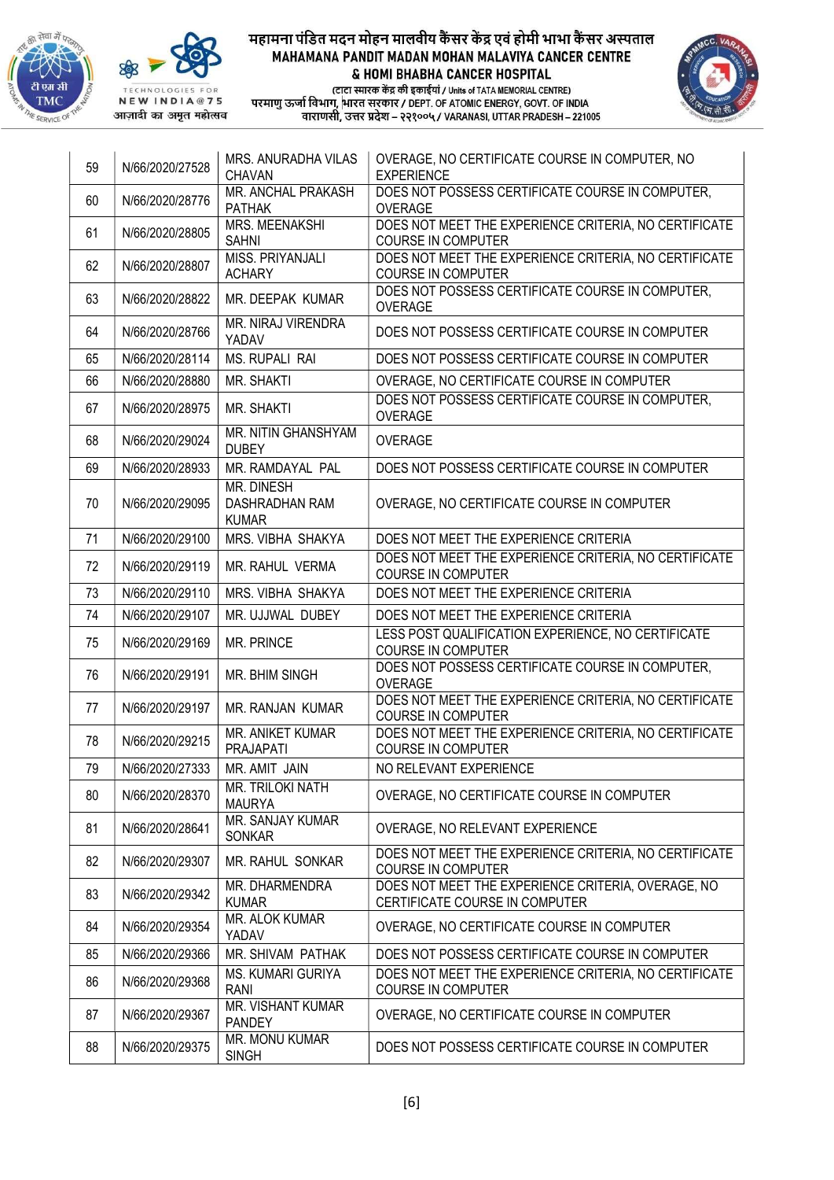| 59 | N/66/2020/27528 | MRS. ANURADHA VILAS CHAVAN | OVERAGE, NO CERTIFICATE COURSE IN COMPUTER, NO EXPERIENCE |
|---|---|---|---|
| 60 | N/66/2020/28776 | MR. ANCHAL PRAKASH PATHAK | DOES NOT POSSESS CERTIFICATE COURSE IN COMPUTER, OVERAGE |
| 61 | N/66/2020/28805 | MRS. MEENAKSHI SAHNI | DOES NOT MEET THE EXPERIENCE CRITERIA, NO CERTIFICATE COURSE IN COMPUTER |
| 62 | N/66/2020/28807 | MISS. PRIYANJALI ACHARY | DOES NOT MEET THE EXPERIENCE CRITERIA, NO CERTIFICATE COURSE IN COMPUTER |
| 63 | N/66/2020/28822 | MR. DEEPAK KUMAR | DOES NOT POSSESS CERTIFICATE COURSE IN COMPUTER, OVERAGE |
| 64 | N/66/2020/28766 | MR. NIRAJ VIRENDRA YADAV | DOES NOT POSSESS CERTIFICATE COURSE IN COMPUTER |
| 65 | N/66/2020/28114 | MS. RUPALI RAI | DOES NOT POSSESS CERTIFICATE COURSE IN COMPUTER |
| 66 | N/66/2020/28880 | MR. SHAKTI | OVERAGE, NO CERTIFICATE COURSE IN COMPUTER |
| 67 | N/66/2020/28975 | MR. SHAKTI | DOES NOT POSSESS CERTIFICATE COURSE IN COMPUTER, OVERAGE |
| 68 | N/66/2020/29024 | MR. NITIN GHANSHYAM DUBEY | OVERAGE |
| 69 | N/66/2020/28933 | MR. RAMDAYAL PAL | DOES NOT POSSESS CERTIFICATE COURSE IN COMPUTER |
| 70 | N/66/2020/29095 | MR. DINESH DASHRADHAN RAM KUMAR | OVERAGE, NO CERTIFICATE COURSE IN COMPUTER |
| 71 | N/66/2020/29100 | MRS. VIBHA SHAKYA | DOES NOT MEET THE EXPERIENCE CRITERIA |
| 72 | N/66/2020/29119 | MR. RAHUL VERMA | DOES NOT MEET THE EXPERIENCE CRITERIA, NO CERTIFICATE COURSE IN COMPUTER |
| 73 | N/66/2020/29110 | MRS. VIBHA SHAKYA | DOES NOT MEET THE EXPERIENCE CRITERIA |
| 74 | N/66/2020/29107 | MR. UJJWAL DUBEY | DOES NOT MEET THE EXPERIENCE CRITERIA |
| 75 | N/66/2020/29169 | MR. PRINCE | LESS POST QUALIFICATION EXPERIENCE, NO CERTIFICATE COURSE IN COMPUTER |
| 76 | N/66/2020/29191 | MR. BHIM SINGH | DOES NOT POSSESS CERTIFICATE COURSE IN COMPUTER, OVERAGE |
| 77 | N/66/2020/29197 | MR. RANJAN KUMAR | DOES NOT MEET THE EXPERIENCE CRITERIA, NO CERTIFICATE COURSE IN COMPUTER |
| 78 | N/66/2020/29215 | MR. ANIKET KUMAR PRAJAPATI | DOES NOT MEET THE EXPERIENCE CRITERIA, NO CERTIFICATE COURSE IN COMPUTER |
| 79 | N/66/2020/27333 | MR. AMIT JAIN | NO RELEVANT EXPERIENCE |
| 80 | N/66/2020/28370 | MR. TRILOKI NATH MAURYA | OVERAGE, NO CERTIFICATE COURSE IN COMPUTER |
| 81 | N/66/2020/28641 | MR. SANJAY KUMAR SONKAR | OVERAGE, NO RELEVANT EXPERIENCE |
| 82 | N/66/2020/29307 | MR. RAHUL SONKAR | DOES NOT MEET THE EXPERIENCE CRITERIA, NO CERTIFICATE COURSE IN COMPUTER |
| 83 | N/66/2020/29342 | MR. DHARMENDRA KUMAR | DOES NOT MEET THE EXPERIENCE CRITERIA, OVERAGE, NO CERTIFICATE COURSE IN COMPUTER |
| 84 | N/66/2020/29354 | MR. ALOK KUMAR YADAV | OVERAGE, NO CERTIFICATE COURSE IN COMPUTER |
| 85 | N/66/2020/29366 | MR. SHIVAM PATHAK | DOES NOT POSSESS CERTIFICATE COURSE IN COMPUTER |
| 86 | N/66/2020/29368 | MS. KUMARI GURIYA RANI | DOES NOT MEET THE EXPERIENCE CRITERIA, NO CERTIFICATE COURSE IN COMPUTER |
| 87 | N/66/2020/29367 | MR. VISHANT KUMAR PANDEY | OVERAGE, NO CERTIFICATE COURSE IN COMPUTER |
| 88 | N/66/2020/29375 | MR. MONU KUMAR SINGH | DOES NOT POSSESS CERTIFICATE COURSE IN COMPUTER |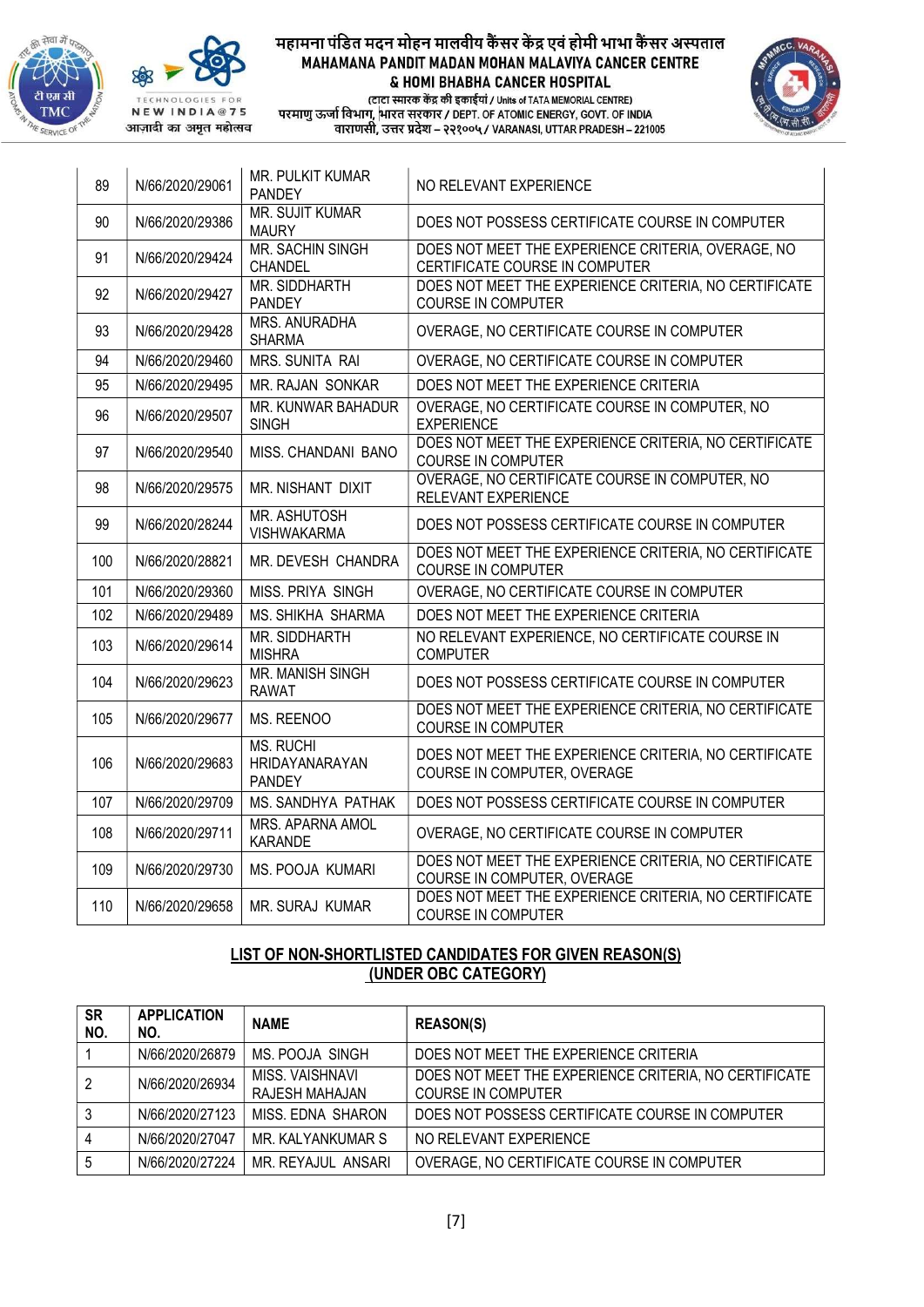| 89 | N/66/2020/29061 | MR. PULKIT KUMAR PANDEY | NO RELEVANT EXPERIENCE |
|---|---|---|---|
| 90 | N/66/2020/29386 | MR. SUJIT KUMAR MAURY | DOES NOT POSSESS CERTIFICATE COURSE IN COMPUTER |
| 91 | N/66/2020/29424 | MR. SACHIN SINGH CHANDEL | DOES NOT MEET THE EXPERIENCE CRITERIA, OVERAGE, NO CERTIFICATE COURSE IN COMPUTER |
| 92 | N/66/2020/29427 | MR. SIDDHARTH PANDEY | DOES NOT MEET THE EXPERIENCE CRITERIA, NO CERTIFICATE COURSE IN COMPUTER |
| 93 | N/66/2020/29428 | MRS. ANURADHA SHARMA | OVERAGE, NO CERTIFICATE COURSE IN COMPUTER |
| 94 | N/66/2020/29460 | MRS. SUNITA RAI | OVERAGE, NO CERTIFICATE COURSE IN COMPUTER |
| 95 | N/66/2020/29495 | MR. RAJAN SONKAR | DOES NOT MEET THE EXPERIENCE CRITERIA |
| 96 | N/66/2020/29507 | MR. KUNWAR BAHADUR SINGH | OVERAGE, NO CERTIFICATE COURSE IN COMPUTER, NO EXPERIENCE |
| 97 | N/66/2020/29540 | MISS. CHANDANI BANO | DOES NOT MEET THE EXPERIENCE CRITERIA, NO CERTIFICATE COURSE IN COMPUTER |
| 98 | N/66/2020/29575 | MR. NISHANT DIXIT | OVERAGE, NO CERTIFICATE COURSE IN COMPUTER, NO RELEVANT EXPERIENCE |
| 99 | N/66/2020/28244 | MR. ASHUTOSH VISHWAKARMA | DOES NOT POSSESS CERTIFICATE COURSE IN COMPUTER |
| 100 | N/66/2020/28821 | MR. DEVESH CHANDRA | DOES NOT MEET THE EXPERIENCE CRITERIA, NO CERTIFICATE COURSE IN COMPUTER |
| 101 | N/66/2020/29360 | MISS. PRIYA SINGH | OVERAGE, NO CERTIFICATE COURSE IN COMPUTER |
| 102 | N/66/2020/29489 | MS. SHIKHA SHARMA | DOES NOT MEET THE EXPERIENCE CRITERIA |
| 103 | N/66/2020/29614 | MR. SIDDHARTH MISHRA | NO RELEVANT EXPERIENCE, NO CERTIFICATE COURSE IN COMPUTER |
| 104 | N/66/2020/29623 | MR. MANISH SINGH RAWAT | DOES NOT POSSESS CERTIFICATE COURSE IN COMPUTER |
| 105 | N/66/2020/29677 | MS. REENOO | DOES NOT MEET THE EXPERIENCE CRITERIA, NO CERTIFICATE COURSE IN COMPUTER |
| 106 | N/66/2020/29683 | MS. RUCHI HRIDAYANARAYAN PANDEY | DOES NOT MEET THE EXPERIENCE CRITERIA, NO CERTIFICATE COURSE IN COMPUTER, OVERAGE |
| 107 | N/66/2020/29709 | MS. SANDHYA PATHAK | DOES NOT POSSESS CERTIFICATE COURSE IN COMPUTER |
| 108 | N/66/2020/29711 | MRS. APARNA AMOL KARANDE | OVERAGE, NO CERTIFICATE COURSE IN COMPUTER |
| 109 | N/66/2020/29730 | MS. POOJA KUMARI | DOES NOT MEET THE EXPERIENCE CRITERIA, NO CERTIFICATE COURSE IN COMPUTER, OVERAGE |
| 110 | N/66/2020/29658 | MR. SURAJ KUMAR | DOES NOT MEET THE EXPERIENCE CRITERIA, NO CERTIFICATE COURSE IN COMPUTER |

## LIST OF NON-SHORTLISTED CANDIDATES FOR GIVEN REASON(S) (UNDER OBC CATEGORY)

| SR NO. | APPLICATION NO. | NAME | REASON(S) |
|---|---|---|---|
| 1 | N/66/2020/26879 | MS. POOJA SINGH | DOES NOT MEET THE EXPERIENCE CRITERIA |
| 2 | N/66/2020/26934 | MISS. VAISHNAVI RAJESH MAHAJAN | DOES NOT MEET THE EXPERIENCE CRITERIA, NO CERTIFICATE COURSE IN COMPUTER |
| 3 | N/66/2020/27123 | MISS. EDNA SHARON | DOES NOT POSSESS CERTIFICATE COURSE IN COMPUTER |
| 4 | N/66/2020/27047 | MR. KALYANKUMAR S | NO RELEVANT EXPERIENCE |
| 5 | N/66/2020/27224 | MR. REYAJUL ANSARI | OVERAGE, NO CERTIFICATE COURSE IN COMPUTER |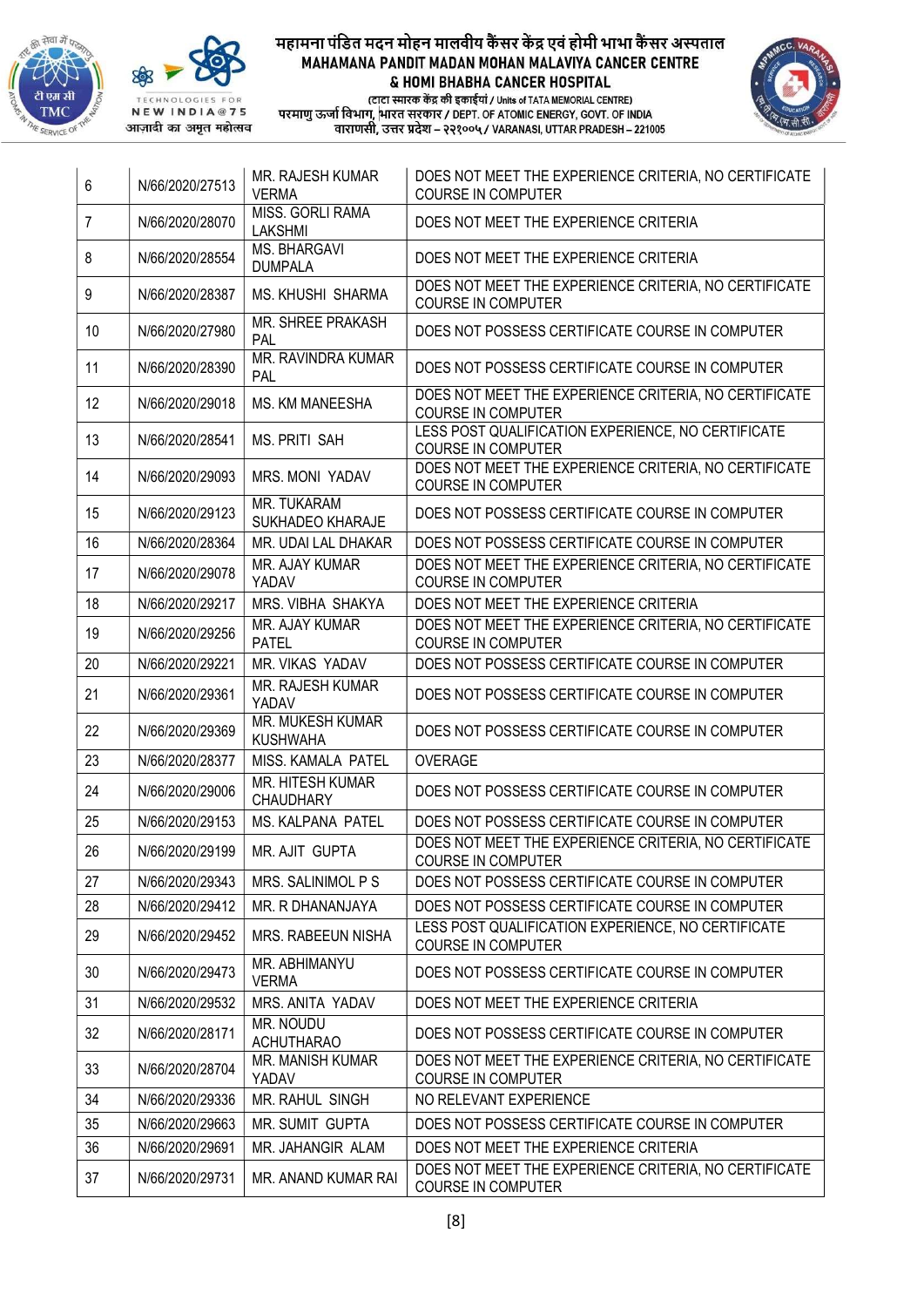| | | | |
|---|---|---|---|
| 6 | N/66/2020/27513 | MR. RAJESH KUMAR VERMA | DOES NOT MEET THE EXPERIENCE CRITERIA, NO CERTIFICATE COURSE IN COMPUTER |
| 7 | N/66/2020/28070 | MISS. GORLI RAMA LAKSHMI | DOES NOT MEET THE EXPERIENCE CRITERIA |
| 8 | N/66/2020/28554 | MS. BHARGAVI DUMPALA | DOES NOT MEET THE EXPERIENCE CRITERIA |
| 9 | N/66/2020/28387 | MS. KHUSHI SHARMA | DOES NOT MEET THE EXPERIENCE CRITERIA, NO CERTIFICATE COURSE IN COMPUTER |
| 10 | N/66/2020/27980 | MR. SHREE PRAKASH PAL | DOES NOT POSSESS CERTIFICATE COURSE IN COMPUTER |
| 11 | N/66/2020/28390 | MR. RAVINDRA KUMAR PAL | DOES NOT POSSESS CERTIFICATE COURSE IN COMPUTER |
| 12 | N/66/2020/29018 | MS. KM MANEESHA | DOES NOT MEET THE EXPERIENCE CRITERIA, NO CERTIFICATE COURSE IN COMPUTER |
| 13 | N/66/2020/28541 | MS. PRITI SAH | LESS POST QUALIFICATION EXPERIENCE, NO CERTIFICATE COURSE IN COMPUTER |
| 14 | N/66/2020/29093 | MRS. MONI YADAV | DOES NOT MEET THE EXPERIENCE CRITERIA, NO CERTIFICATE COURSE IN COMPUTER |
| 15 | N/66/2020/29123 | MR. TUKARAM SUKHADEO KHARAJE | DOES NOT POSSESS CERTIFICATE COURSE IN COMPUTER |
| 16 | N/66/2020/28364 | MR. UDAI LAL DHAKAR | DOES NOT POSSESS CERTIFICATE COURSE IN COMPUTER |
| 17 | N/66/2020/29078 | MR. AJAY KUMAR YADAV | DOES NOT MEET THE EXPERIENCE CRITERIA, NO CERTIFICATE COURSE IN COMPUTER |
| 18 | N/66/2020/29217 | MRS. VIBHA SHAKYA | DOES NOT MEET THE EXPERIENCE CRITERIA |
| 19 | N/66/2020/29256 | MR. AJAY KUMAR PATEL | DOES NOT MEET THE EXPERIENCE CRITERIA, NO CERTIFICATE COURSE IN COMPUTER |
| 20 | N/66/2020/29221 | MR. VIKAS YADAV | DOES NOT POSSESS CERTIFICATE COURSE IN COMPUTER |
| 21 | N/66/2020/29361 | MR. RAJESH KUMAR YADAV | DOES NOT POSSESS CERTIFICATE COURSE IN COMPUTER |
| 22 | N/66/2020/29369 | MR. MUKESH KUMAR KUSHWAHA | DOES NOT POSSESS CERTIFICATE COURSE IN COMPUTER |
| 23 | N/66/2020/28377 | MISS. KAMALA PATEL | OVERAGE |
| 24 | N/66/2020/29006 | MR. HITESH KUMAR CHAUDHARY | DOES NOT POSSESS CERTIFICATE COURSE IN COMPUTER |
| 25 | N/66/2020/29153 | MS. KALPANA PATEL | DOES NOT POSSESS CERTIFICATE COURSE IN COMPUTER |
| 26 | N/66/2020/29199 | MR. AJIT GUPTA | DOES NOT MEET THE EXPERIENCE CRITERIA, NO CERTIFICATE COURSE IN COMPUTER |
| 27 | N/66/2020/29343 | MRS. SALINIMOL P S | DOES NOT POSSESS CERTIFICATE COURSE IN COMPUTER |
| 28 | N/66/2020/29412 | MR. R DHANANJAYA | DOES NOT POSSESS CERTIFICATE COURSE IN COMPUTER |
| 29 | N/66/2020/29452 | MRS. RABEEUN NISHA | LESS POST QUALIFICATION EXPERIENCE, NO CERTIFICATE COURSE IN COMPUTER |
| 30 | N/66/2020/29473 | MR. ABHIMANYU VERMA | DOES NOT POSSESS CERTIFICATE COURSE IN COMPUTER |
| 31 | N/66/2020/29532 | MRS. ANITA YADAV | DOES NOT MEET THE EXPERIENCE CRITERIA |
| 32 | N/66/2020/28171 | MR. NOUDU ACHUTHARAO | DOES NOT POSSESS CERTIFICATE COURSE IN COMPUTER |
| 33 | N/66/2020/28704 | MR. MANISH KUMAR YADAV | DOES NOT MEET THE EXPERIENCE CRITERIA, NO CERTIFICATE COURSE IN COMPUTER |
| 34 | N/66/2020/29336 | MR. RAHUL SINGH | NO RELEVANT EXPERIENCE |
| 35 | N/66/2020/29663 | MR. SUMIT GUPTA | DOES NOT POSSESS CERTIFICATE COURSE IN COMPUTER |
| 36 | N/66/2020/29691 | MR. JAHANGIR ALAM | DOES NOT MEET THE EXPERIENCE CRITERIA |
| 37 | N/66/2020/29731 | MR. ANAND KUMAR RAI | DOES NOT MEET THE EXPERIENCE CRITERIA, NO CERTIFICATE COURSE IN COMPUTER |